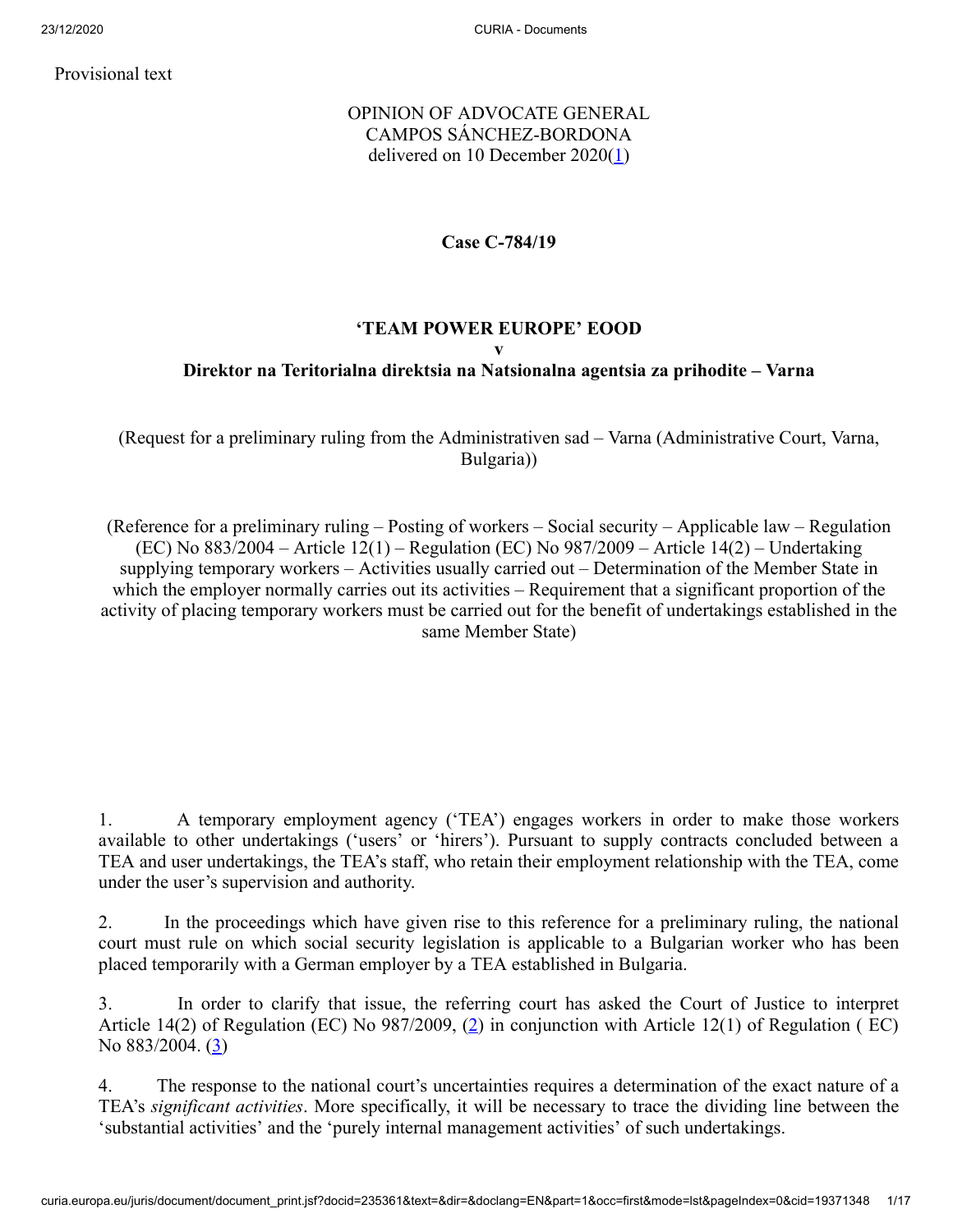Provisional text

OPINION OF ADVOCATE GENERAL
CAMPOS SÁNCHEZ-BORDONA
delivered on 10 December 2020[1]

**Case C‑784/19**

**'TEAM POWER EUROPE' EOOD**
**v**
**Direktor na Teritorialna direktsia na Natsionalna agentsia za prihodite – Varna**

(Request for a preliminary ruling from the Administrativen sad – Varna (Administrative Court, Varna, Bulgaria))

(Reference for a preliminary ruling – Posting of workers – Social security – Applicable law – Regulation (EC) No 883/2004 – Article 12(1) – Regulation (EC) No 987/2009 – Article 14(2) – Undertaking supplying temporary workers – Activities usually carried out – Determination of the Member State in which the employer normally carries out its activities – Requirement that a significant proportion of the activity of placing temporary workers must be carried out for the benefit of undertakings established in the same Member State)

1. A temporary employment agency ('TEA') engages workers in order to make those workers available to other undertakings ('users' or 'hirers'). Pursuant to supply contracts concluded between a TEA and user undertakings, the TEA's staff, who retain their employment relationship with the TEA, come under the user's supervision and authority.

2. In the proceedings which have given rise to this reference for a preliminary ruling, the national court must rule on which social security legislation is applicable to a Bulgarian worker who has been placed temporarily with a German employer by a TEA established in Bulgaria.

3. In order to clarify that issue, the referring court has asked the Court of Justice to interpret Article 14(2) of Regulation (EC) No 987/2009, [2] in conjunction with Article 12(1) of Regulation ( EC) No 883/2004. [3]

4. The response to the national court's uncertainties requires a determination of the exact nature of a TEA's *significant activities*. More specifically, it will be necessary to trace the dividing line between the 'substantial activities' and the 'purely internal management activities' of such undertakings.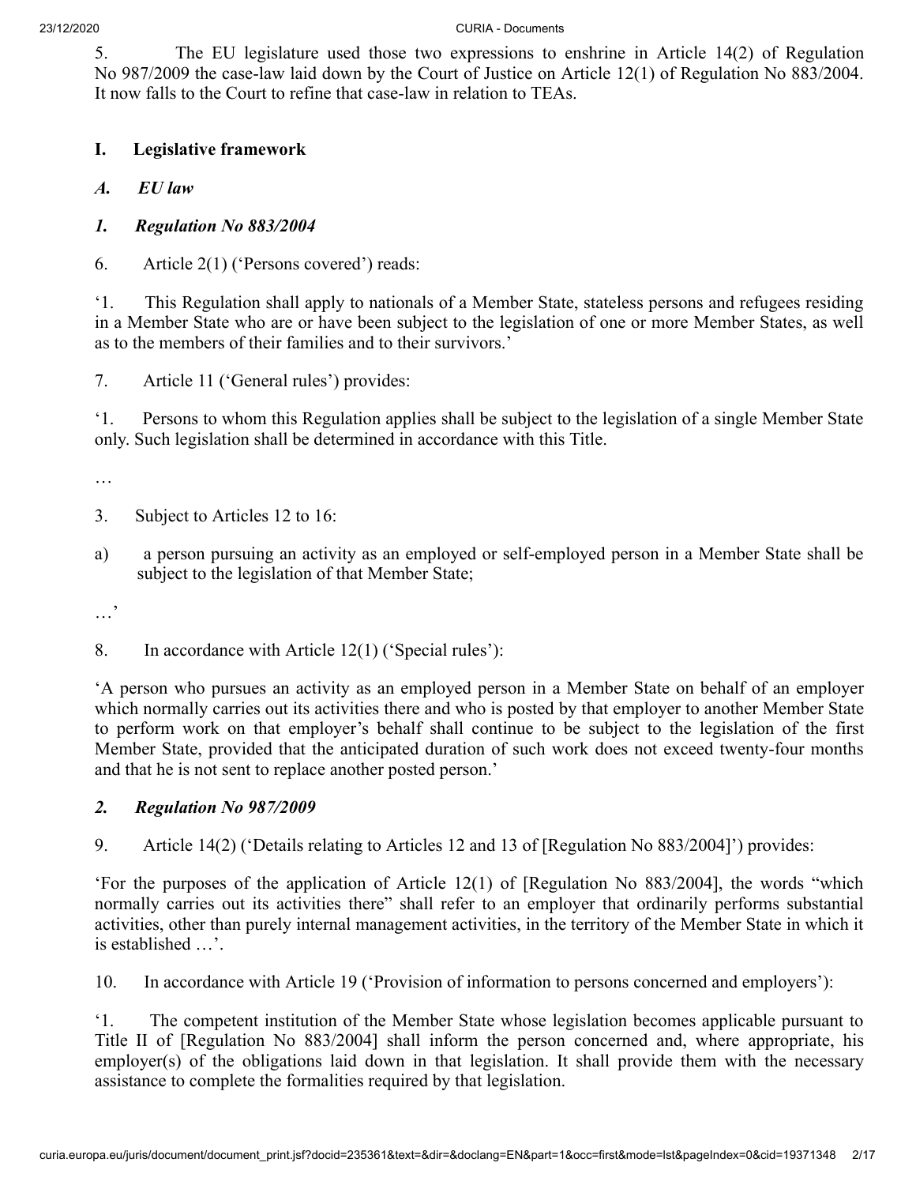5. The EU legislature used those two expressions to enshrine in Article 14(2) of Regulation No 987/2009 the case-law laid down by the Court of Justice on Article 12(1) of Regulation No 883/2004. It now falls to the Court to refine that case-law in relation to TEAs.

## I. Legislative framework

### *A. EU law*

#### *1. Regulation No 883/2004*

6. Article 2(1) ('Persons covered') reads:

'1. This Regulation shall apply to nationals of a Member State, stateless persons and refugees residing in a Member State who are or have been subject to the legislation of one or more Member States, as well as to the members of their families and to their survivors.'

7. Article 11 ('General rules') provides:

'1. Persons to whom this Regulation applies shall be subject to the legislation of a single Member State only. Such legislation shall be determined in accordance with this Title.

…

3. Subject to Articles 12 to 16:

a) a person pursuing an activity as an employed or self-employed person in a Member State shall be subject to the legislation of that Member State;

…'

8. In accordance with Article 12(1) ('Special rules'):

'A person who pursues an activity as an employed person in a Member State on behalf of an employer which normally carries out its activities there and who is posted by that employer to another Member State to perform work on that employer's behalf shall continue to be subject to the legislation of the first Member State, provided that the anticipated duration of such work does not exceed twenty-four months and that he is not sent to replace another posted person.'

#### *2. Regulation No 987/2009*

9. Article 14(2) ('Details relating to Articles 12 and 13 of [Regulation No 883/2004]') provides:

'For the purposes of the application of Article 12(1) of [Regulation No 883/2004], the words "which normally carries out its activities there" shall refer to an employer that ordinarily performs substantial activities, other than purely internal management activities, in the territory of the Member State in which it is established …'.

10. In accordance with Article 19 ('Provision of information to persons concerned and employers'):

'1. The competent institution of the Member State whose legislation becomes applicable pursuant to Title II of [Regulation No 883/2004] shall inform the person concerned and, where appropriate, his employer(s) of the obligations laid down in that legislation. It shall provide them with the necessary assistance to complete the formalities required by that legislation.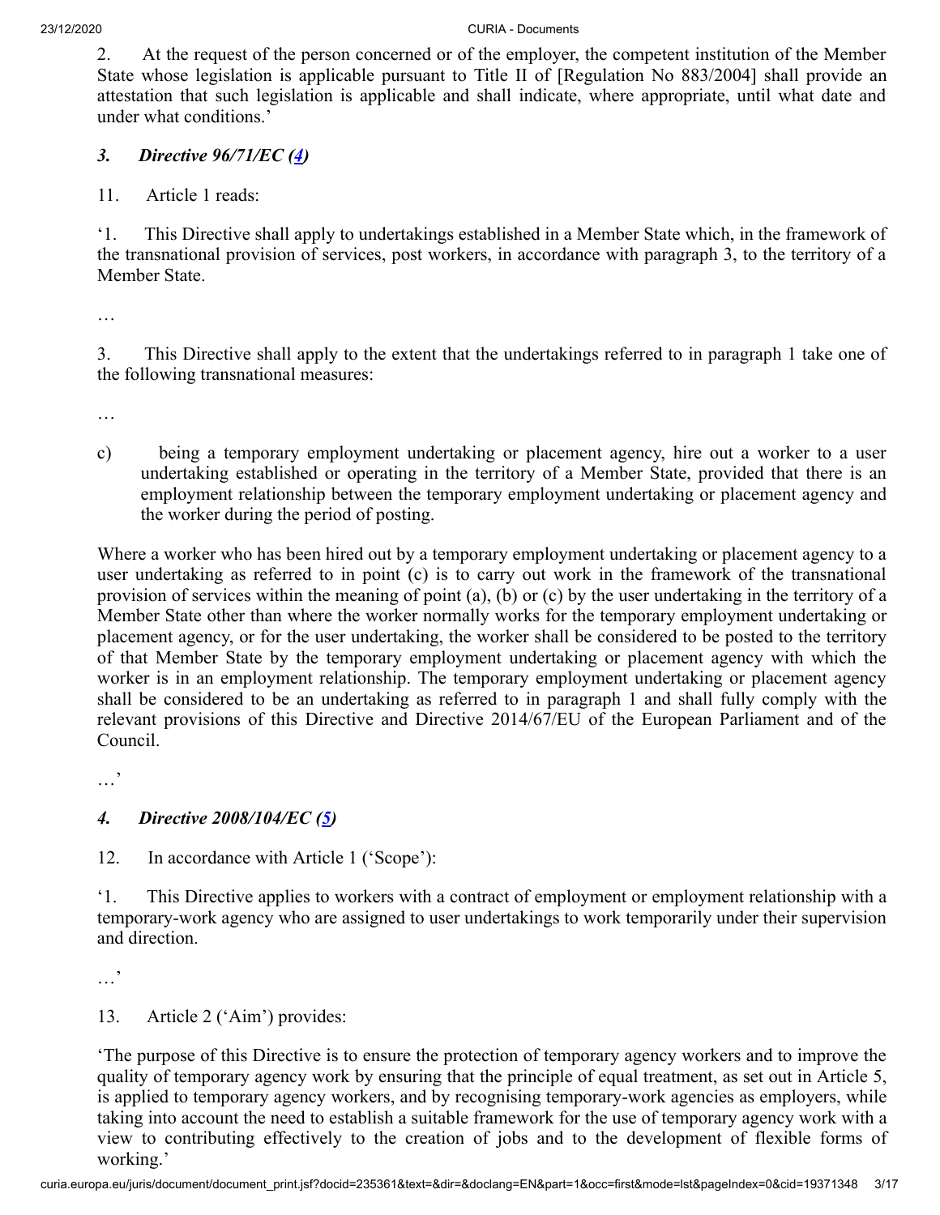2. At the request of the person concerned or of the employer, the competent institution of the Member State whose legislation is applicable pursuant to Title II of [Regulation No 883/2004] shall provide an attestation that such legislation is applicable and shall indicate, where appropriate, until what date and under what conditions.'

### *3. Directive 96/71/EC ([4])*

11. Article 1 reads:

'1. This Directive shall apply to undertakings established in a Member State which, in the framework of the transnational provision of services, post workers, in accordance with paragraph 3, to the territory of a Member State.

…

3. This Directive shall apply to the extent that the undertakings referred to in paragraph 1 take one of the following transnational measures:

…

c) being a temporary employment undertaking or placement agency, hire out a worker to a user undertaking established or operating in the territory of a Member State, provided that there is an employment relationship between the temporary employment undertaking or placement agency and the worker during the period of posting.

Where a worker who has been hired out by a temporary employment undertaking or placement agency to a user undertaking as referred to in point (c) is to carry out work in the framework of the transnational provision of services within the meaning of point (a), (b) or (c) by the user undertaking in the territory of a Member State other than where the worker normally works for the temporary employment undertaking or placement agency, or for the user undertaking, the worker shall be considered to be posted to the territory of that Member State by the temporary employment undertaking or placement agency with which the worker is in an employment relationship. The temporary employment undertaking or placement agency shall be considered to be an undertaking as referred to in paragraph 1 and shall fully comply with the relevant provisions of this Directive and Directive 2014/67/EU of the European Parliament and of the Council.

…'

### *4. Directive 2008/104/EC ([5])*

12. In accordance with Article 1 ('Scope'):

'1. This Directive applies to workers with a contract of employment or employment relationship with a temporary-work agency who are assigned to user undertakings to work temporarily under their supervision and direction.

…'

13. Article 2 ('Aim') provides:

'The purpose of this Directive is to ensure the protection of temporary agency workers and to improve the quality of temporary agency work by ensuring that the principle of equal treatment, as set out in Article 5, is applied to temporary agency workers, and by recognising temporary-work agencies as employers, while taking into account the need to establish a suitable framework for the use of temporary agency work with a view to contributing effectively to the creation of jobs and to the development of flexible forms of working.'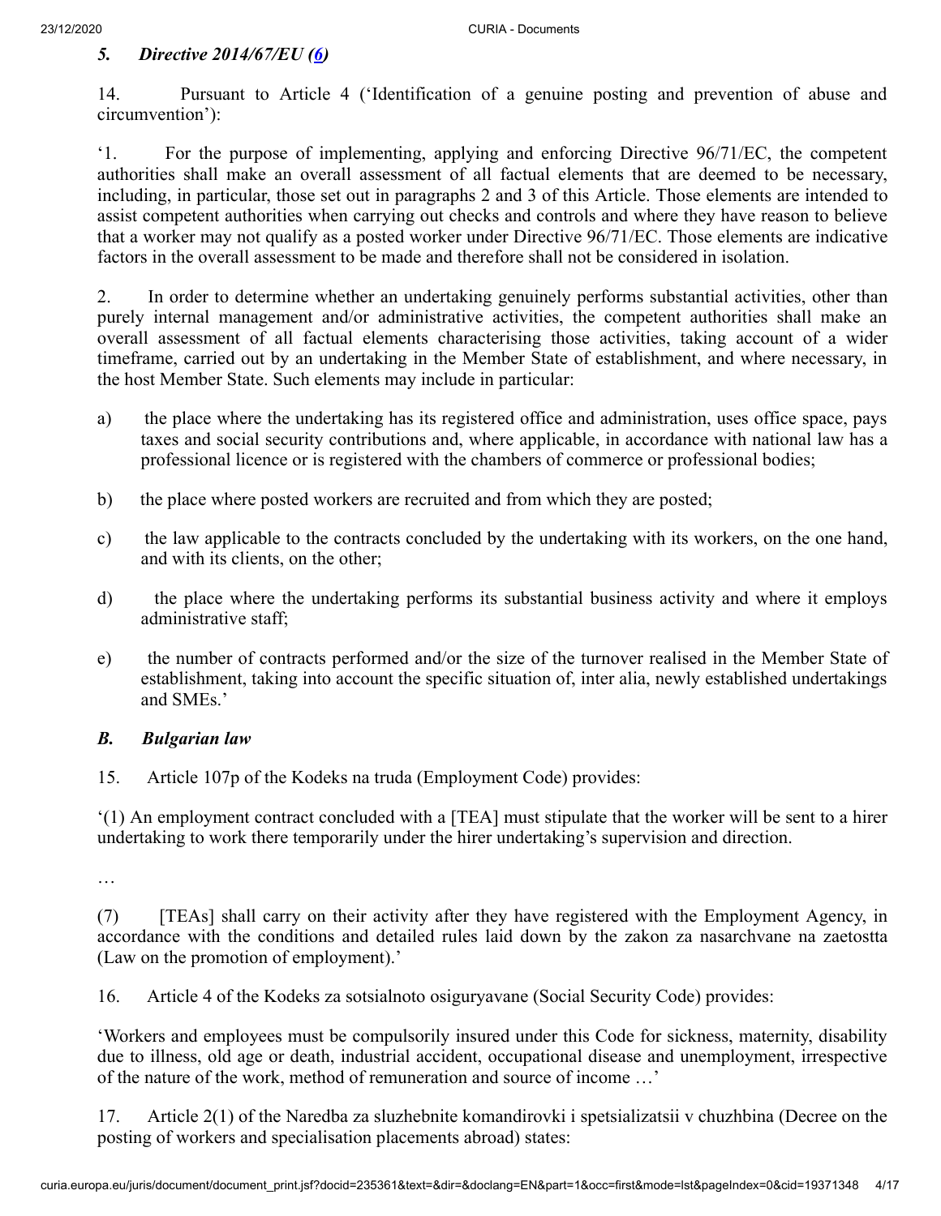### *5. Directive 2014/67/EU (6)*

14. Pursuant to Article 4 ('Identification of a genuine posting and prevention of abuse and circumvention'):

'1. For the purpose of implementing, applying and enforcing Directive 96/71/EC, the competent authorities shall make an overall assessment of all factual elements that are deemed to be necessary, including, in particular, those set out in paragraphs 2 and 3 of this Article. Those elements are intended to assist competent authorities when carrying out checks and controls and where they have reason to believe that a worker may not qualify as a posted worker under Directive 96/71/EC. Those elements are indicative factors in the overall assessment to be made and therefore shall not be considered in isolation.

2. In order to determine whether an undertaking genuinely performs substantial activities, other than purely internal management and/or administrative activities, the competent authorities shall make an overall assessment of all factual elements characterising those activities, taking account of a wider timeframe, carried out by an undertaking in the Member State of establishment, and where necessary, in the host Member State. Such elements may include in particular:

a) the place where the undertaking has its registered office and administration, uses office space, pays taxes and social security contributions and, where applicable, in accordance with national law has a professional licence or is registered with the chambers of commerce or professional bodies;

b) the place where posted workers are recruited and from which they are posted;

c) the law applicable to the contracts concluded by the undertaking with its workers, on the one hand, and with its clients, on the other;

d) the place where the undertaking performs its substantial business activity and where it employs administrative staff;

e) the number of contracts performed and/or the size of the turnover realised in the Member State of establishment, taking into account the specific situation of, inter alia, newly established undertakings and SMEs.'

### *B. Bulgarian law*

15. Article 107p of the Kodeks na truda (Employment Code) provides:

'(1) An employment contract concluded with a [TEA] must stipulate that the worker will be sent to a hirer undertaking to work there temporarily under the hirer undertaking's supervision and direction.

…

(7) [TEAs] shall carry on their activity after they have registered with the Employment Agency, in accordance with the conditions and detailed rules laid down by the zakon za nasarchvane na zaetostta (Law on the promotion of employment).'

16. Article 4 of the Kodeks za sotsialnoto osiguryavane (Social Security Code) provides:

'Workers and employees must be compulsorily insured under this Code for sickness, maternity, disability due to illness, old age or death, industrial accident, occupational disease and unemployment, irrespective of the nature of the work, method of remuneration and source of income …'

17. Article 2(1) of the Naredba za sluzhebnite komandirovki i spetsializatsii v chuzhbina (Decree on the posting of workers and specialisation placements abroad) states: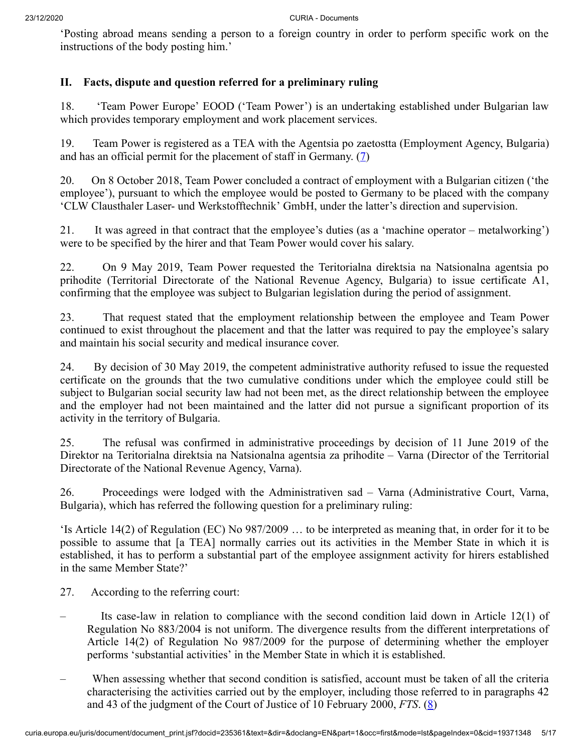'Posting abroad means sending a person to a foreign country in order to perform specific work on the instructions of the body posting him.'

## II. Facts, dispute and question referred for a preliminary ruling

18. 'Team Power Europe' EOOD ('Team Power') is an undertaking established under Bulgarian law which provides temporary employment and work placement services.

19. Team Power is registered as a TEA with the Agentsia po zaetostta (Employment Agency, Bulgaria) and has an official permit for the placement of staff in Germany. (7)

20. On 8 October 2018, Team Power concluded a contract of employment with a Bulgarian citizen ('the employee'), pursuant to which the employee would be posted to Germany to be placed with the company 'CLW Clausthaler Laser- und Werkstofftechnik' GmbH, under the latter's direction and supervision.

21. It was agreed in that contract that the employee's duties (as a 'machine operator – metalworking') were to be specified by the hirer and that Team Power would cover his salary.

22. On 9 May 2019, Team Power requested the Teritorialna direktsia na Natsionalna agentsia po prihodite (Territorial Directorate of the National Revenue Agency, Bulgaria) to issue certificate A1, confirming that the employee was subject to Bulgarian legislation during the period of assignment.

23. That request stated that the employment relationship between the employee and Team Power continued to exist throughout the placement and that the latter was required to pay the employee's salary and maintain his social security and medical insurance cover.

24. By decision of 30 May 2019, the competent administrative authority refused to issue the requested certificate on the grounds that the two cumulative conditions under which the employee could still be subject to Bulgarian social security law had not been met, as the direct relationship between the employee and the employer had not been maintained and the latter did not pursue a significant proportion of its activity in the territory of Bulgaria.

25. The refusal was confirmed in administrative proceedings by decision of 11 June 2019 of the Direktor na Teritorialna direktsia na Natsionalna agentsia za prihodite – Varna (Director of the Territorial Directorate of the National Revenue Agency, Varna).

26. Proceedings were lodged with the Administrativen sad – Varna (Administrative Court, Varna, Bulgaria), which has referred the following question for a preliminary ruling:

'Is Article 14(2) of Regulation (EC) No 987/2009 … to be interpreted as meaning that, in order for it to be possible to assume that [a TEA] normally carries out its activities in the Member State in which it is established, it has to perform a substantial part of the employee assignment activity for hirers established in the same Member State?'

27. According to the referring court:

- Its case-law in relation to compliance with the second condition laid down in Article 12(1) of Regulation No 883/2004 is not uniform. The divergence results from the different interpretations of Article 14(2) of Regulation No 987/2009 for the purpose of determining whether the employer performs 'substantial activities' in the Member State in which it is established.

- When assessing whether that second condition is satisfied, account must be taken of all the criteria characterising the activities carried out by the employer, including those referred to in paragraphs 42 and 43 of the judgment of the Court of Justice of 10 February 2000, *FTS*. (8)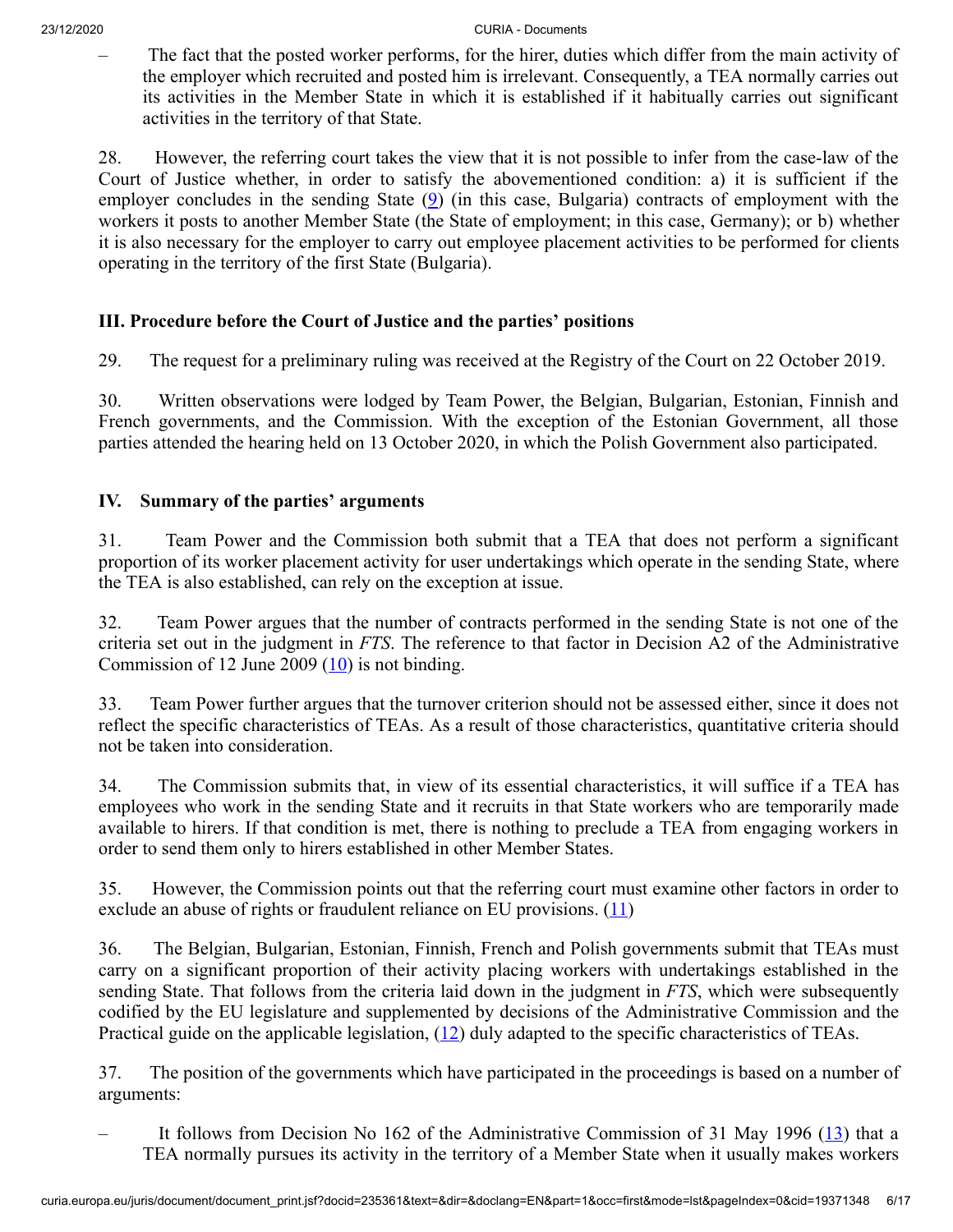– The fact that the posted worker performs, for the hirer, duties which differ from the main activity of the employer which recruited and posted him is irrelevant. Consequently, a TEA normally carries out its activities in the Member State in which it is established if it habitually carries out significant activities in the territory of that State.

28. However, the referring court takes the view that it is not possible to infer from the case-law of the Court of Justice whether, in order to satisfy the abovementioned condition: a) it is sufficient if the employer concludes in the sending State (9) (in this case, Bulgaria) contracts of employment with the workers it posts to another Member State (the State of employment; in this case, Germany); or b) whether it is also necessary for the employer to carry out employee placement activities to be performed for clients operating in the territory of the first State (Bulgaria).

## III. Procedure before the Court of Justice and the parties' positions

29. The request for a preliminary ruling was received at the Registry of the Court on 22 October 2019.

30. Written observations were lodged by Team Power, the Belgian, Bulgarian, Estonian, Finnish and French governments, and the Commission. With the exception of the Estonian Government, all those parties attended the hearing held on 13 October 2020, in which the Polish Government also participated.

## IV. Summary of the parties' arguments

31. Team Power and the Commission both submit that a TEA that does not perform a significant proportion of its worker placement activity for user undertakings which operate in the sending State, where the TEA is also established, can rely on the exception at issue.

32. Team Power argues that the number of contracts performed in the sending State is not one of the criteria set out in the judgment in *FTS*. The reference to that factor in Decision A2 of the Administrative Commission of 12 June 2009 (10) is not binding.

33. Team Power further argues that the turnover criterion should not be assessed either, since it does not reflect the specific characteristics of TEAs. As a result of those characteristics, quantitative criteria should not be taken into consideration.

34. The Commission submits that, in view of its essential characteristics, it will suffice if a TEA has employees who work in the sending State and it recruits in that State workers who are temporarily made available to hirers. If that condition is met, there is nothing to preclude a TEA from engaging workers in order to send them only to hirers established in other Member States.

35. However, the Commission points out that the referring court must examine other factors in order to exclude an abuse of rights or fraudulent reliance on EU provisions. (11)

36. The Belgian, Bulgarian, Estonian, Finnish, French and Polish governments submit that TEAs must carry on a significant proportion of their activity placing workers with undertakings established in the sending State. That follows from the criteria laid down in the judgment in *FTS*, which were subsequently codified by the EU legislature and supplemented by decisions of the Administrative Commission and the Practical guide on the applicable legislation, (12) duly adapted to the specific characteristics of TEAs.

37. The position of the governments which have participated in the proceedings is based on a number of arguments:

– It follows from Decision No 162 of the Administrative Commission of 31 May 1996 (13) that a TEA normally pursues its activity in the territory of a Member State when it usually makes workers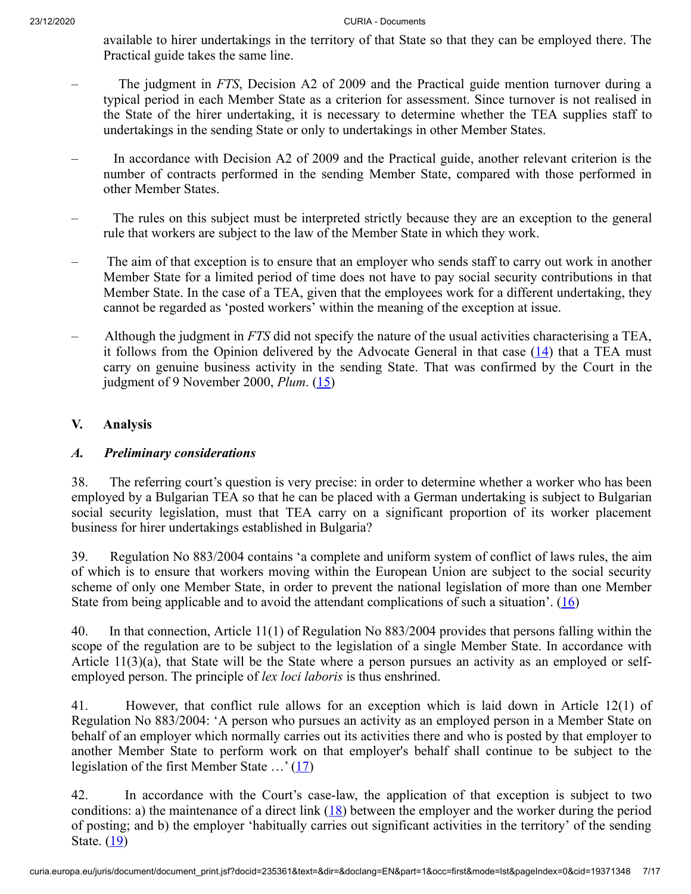available to hirer undertakings in the territory of that State so that they can be employed there. The Practical guide takes the same line.

– The judgment in *FTS*, Decision A2 of 2009 and the Practical guide mention turnover during a typical period in each Member State as a criterion for assessment. Since turnover is not realised in the State of the hirer undertaking, it is necessary to determine whether the TEA supplies staff to undertakings in the sending State or only to undertakings in other Member States.

– In accordance with Decision A2 of 2009 and the Practical guide, another relevant criterion is the number of contracts performed in the sending Member State, compared with those performed in other Member States.

– The rules on this subject must be interpreted strictly because they are an exception to the general rule that workers are subject to the law of the Member State in which they work.

– The aim of that exception is to ensure that an employer who sends staff to carry out work in another Member State for a limited period of time does not have to pay social security contributions in that Member State. In the case of a TEA, given that the employees work for a different undertaking, they cannot be regarded as 'posted workers' within the meaning of the exception at issue.

– Although the judgment in *FTS* did not specify the nature of the usual activities characterising a TEA, it follows from the Opinion delivered by the Advocate General in that case (14) that a TEA must carry on genuine business activity in the sending State. That was confirmed by the Court in the judgment of 9 November 2000, *Plum*. (15)

## V. Analysis

### *A. Preliminary considerations*

38. The referring court's question is very precise: in order to determine whether a worker who has been employed by a Bulgarian TEA so that he can be placed with a German undertaking is subject to Bulgarian social security legislation, must that TEA carry on a significant proportion of its worker placement business for hirer undertakings established in Bulgaria?

39. Regulation No 883/2004 contains 'a complete and uniform system of conflict of laws rules, the aim of which is to ensure that workers moving within the European Union are subject to the social security scheme of only one Member State, in order to prevent the national legislation of more than one Member State from being applicable and to avoid the attendant complications of such a situation'. (16)

40. In that connection, Article 11(1) of Regulation No 883/2004 provides that persons falling within the scope of the regulation are to be subject to the legislation of a single Member State. In accordance with Article 11(3)(a), that State will be the State where a person pursues an activity as an employed or self-employed person. The principle of *lex loci laboris* is thus enshrined.

41. However, that conflict rule allows for an exception which is laid down in Article 12(1) of Regulation No 883/2004: 'A person who pursues an activity as an employed person in a Member State on behalf of an employer which normally carries out its activities there and who is posted by that employer to another Member State to perform work on that employer's behalf shall continue to be subject to the legislation of the first Member State …' (17)

42. In accordance with the Court's case-law, the application of that exception is subject to two conditions: a) the maintenance of a direct link (18) between the employer and the worker during the period of posting; and b) the employer 'habitually carries out significant activities in the territory' of the sending State. (19)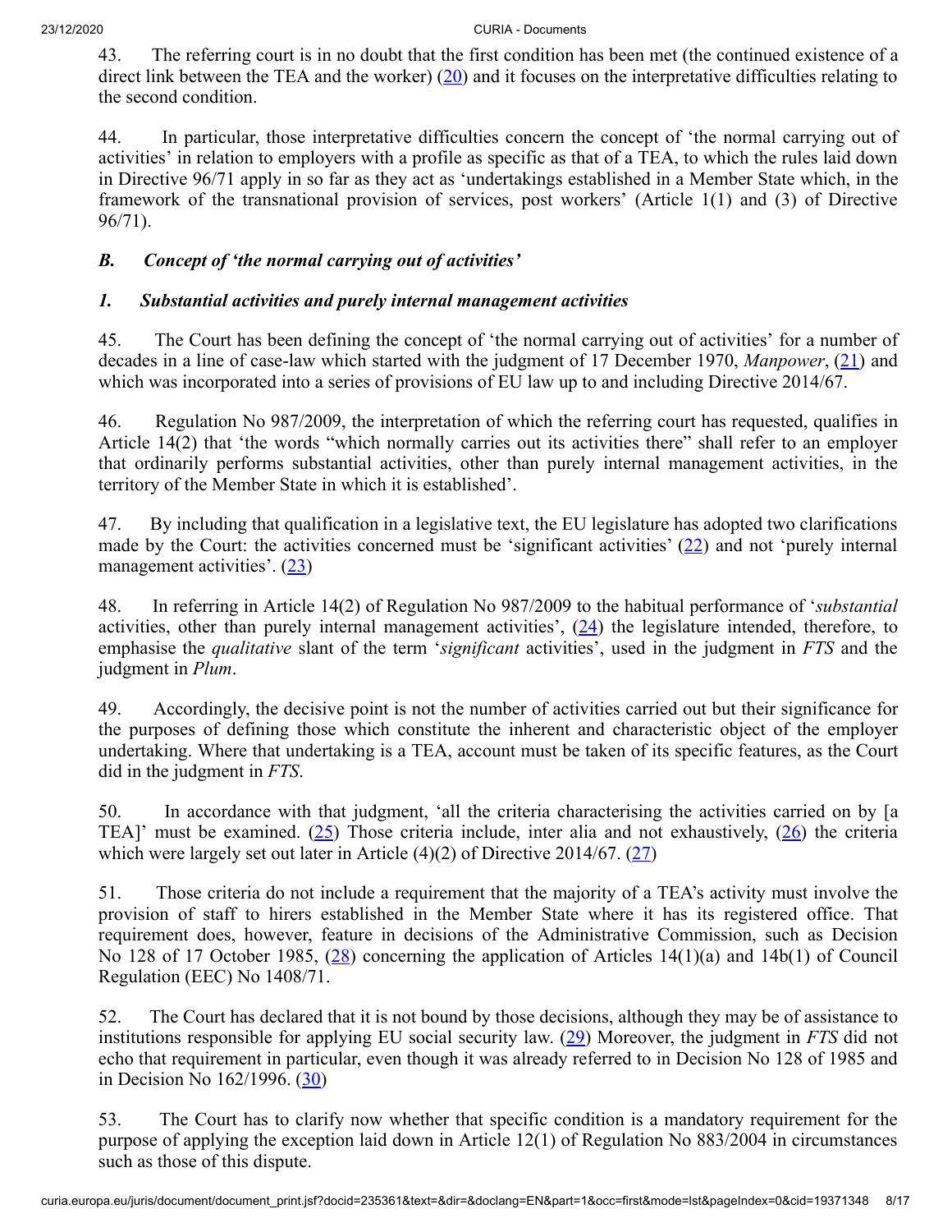43. The referring court is in no doubt that the first condition has been met (the continued existence of a direct link between the TEA and the worker) [20] and it focuses on the interpretative difficulties relating to the second condition.

44. In particular, those interpretative difficulties concern the concept of 'the normal carrying out of activities' in relation to employers with a profile as specific as that of a TEA, to which the rules laid down in Directive 96/71 apply in so far as they act as 'undertakings established in a Member State which, in the framework of the transnational provision of services, post workers' (Article 1(1) and (3) of Directive 96/71).

### *B. Concept of 'the normal carrying out of activities'*

#### *1. Substantial activities and purely internal management activities*

45. The Court has been defining the concept of 'the normal carrying out of activities' for a number of decades in a line of case-law which started with the judgment of 17 December 1970, *Manpower*, [21] and which was incorporated into a series of provisions of EU law up to and including Directive 2014/67.

46. Regulation No 987/2009, the interpretation of which the referring court has requested, qualifies in Article 14(2) that 'the words "which normally carries out its activities there" shall refer to an employer that ordinarily performs substantial activities, other than purely internal management activities, in the territory of the Member State in which it is established'.

47. By including that qualification in a legislative text, the EU legislature has adopted two clarifications made by the Court: the activities concerned must be 'significant activities' [22] and not 'purely internal management activities'. [23]

48. In referring in Article 14(2) of Regulation No 987/2009 to the habitual performance of '*substantial* activities, other than purely internal management activities', [24] the legislature intended, therefore, to emphasise the *qualitative* slant of the term '*significant* activities', used in the judgment in *FTS* and the judgment in *Plum*.

49. Accordingly, the decisive point is not the number of activities carried out but their significance for the purposes of defining those which constitute the inherent and characteristic object of the employer undertaking. Where that undertaking is a TEA, account must be taken of its specific features, as the Court did in the judgment in *FTS*.

50. In accordance with that judgment, 'all the criteria characterising the activities carried on by [a TEA]' must be examined. [25] Those criteria include, inter alia and not exhaustively, [26] the criteria which were largely set out later in Article (4)(2) of Directive 2014/67. [27]

51. Those criteria do not include a requirement that the majority of a TEA's activity must involve the provision of staff to hirers established in the Member State where it has its registered office. That requirement does, however, feature in decisions of the Administrative Commission, such as Decision No 128 of 17 October 1985, [28] concerning the application of Articles 14(1)(a) and 14b(1) of Council Regulation (EEC) No 1408/71.

52. The Court has declared that it is not bound by those decisions, although they may be of assistance to institutions responsible for applying EU social security law. [29] Moreover, the judgment in *FTS* did not echo that requirement in particular, even though it was already referred to in Decision No 128 of 1985 and in Decision No 162/1996. [30]

53. The Court has to clarify now whether that specific condition is a mandatory requirement for the purpose of applying the exception laid down in Article 12(1) of Regulation No 883/2004 in circumstances such as those of this dispute.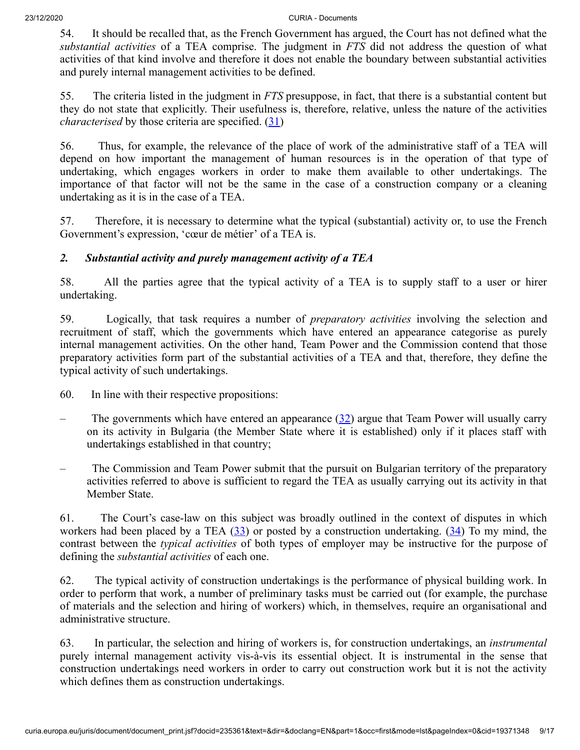54. It should be recalled that, as the French Government has argued, the Court has not defined what the *substantial activities* of a TEA comprise. The judgment in *FTS* did not address the question of what activities of that kind involve and therefore it does not enable the boundary between substantial activities and purely internal management activities to be defined.

55. The criteria listed in the judgment in *FTS* presuppose, in fact, that there is a substantial content but they do not state that explicitly. Their usefulness is, therefore, relative, unless the nature of the activities *characterised* by those criteria are specified. (31)

56. Thus, for example, the relevance of the place of work of the administrative staff of a TEA will depend on how important the management of human resources is in the operation of that type of undertaking, which engages workers in order to make them available to other undertakings. The importance of that factor will not be the same in the case of a construction company or a cleaning undertaking as it is in the case of a TEA.

57. Therefore, it is necessary to determine what the typical (substantial) activity or, to use the French Government's expression, 'cœur de métier' of a TEA is.

### *2. Substantial activity and purely management activity of a TEA*

58. All the parties agree that the typical activity of a TEA is to supply staff to a user or hirer undertaking.

59. Logically, that task requires a number of *preparatory activities* involving the selection and recruitment of staff, which the governments which have entered an appearance categorise as purely internal management activities. On the other hand, Team Power and the Commission contend that those preparatory activities form part of the substantial activities of a TEA and that, therefore, they define the typical activity of such undertakings.

60. In line with their respective propositions:

– The governments which have entered an appearance (32) argue that Team Power will usually carry on its activity in Bulgaria (the Member State where it is established) only if it places staff with undertakings established in that country;

– The Commission and Team Power submit that the pursuit on Bulgarian territory of the preparatory activities referred to above is sufficient to regard the TEA as usually carrying out its activity in that Member State.

61. The Court's case-law on this subject was broadly outlined in the context of disputes in which workers had been placed by a TEA (33) or posted by a construction undertaking. (34) To my mind, the contrast between the *typical activities* of both types of employer may be instructive for the purpose of defining the *substantial activities* of each one.

62. The typical activity of construction undertakings is the performance of physical building work. In order to perform that work, a number of preliminary tasks must be carried out (for example, the purchase of materials and the selection and hiring of workers) which, in themselves, require an organisational and administrative structure.

63. In particular, the selection and hiring of workers is, for construction undertakings, an *instrumental* purely internal management activity vis-à-vis its essential object. It is instrumental in the sense that construction undertakings need workers in order to carry out construction work but it is not the activity which defines them as construction undertakings.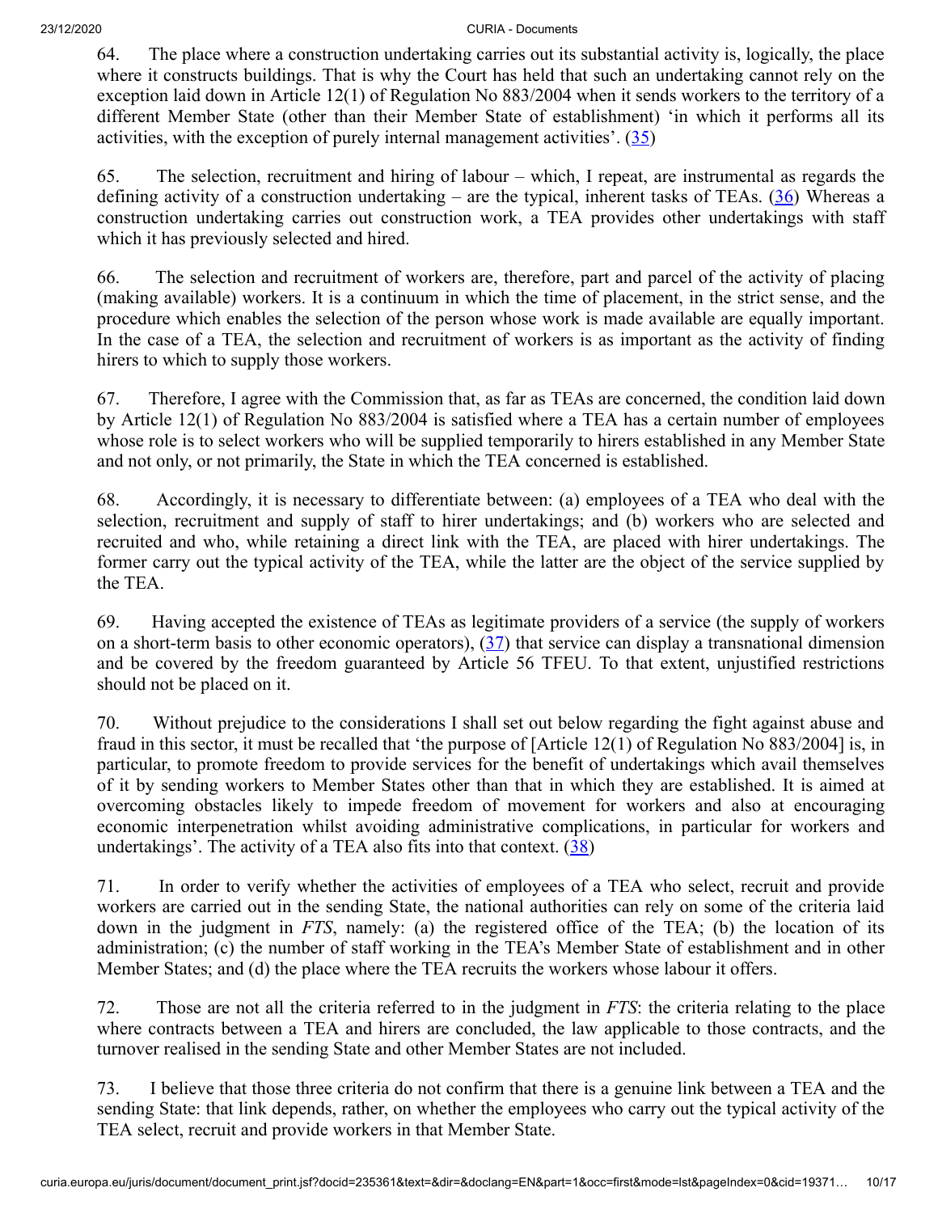64. The place where a construction undertaking carries out its substantial activity is, logically, the place where it constructs buildings. That is why the Court has held that such an undertaking cannot rely on the exception laid down in Article 12(1) of Regulation No 883/2004 when it sends workers to the territory of a different Member State (other than their Member State of establishment) 'in which it performs all its activities, with the exception of purely internal management activities'. (35)

65. The selection, recruitment and hiring of labour – which, I repeat, are instrumental as regards the defining activity of a construction undertaking – are the typical, inherent tasks of TEAs. (36) Whereas a construction undertaking carries out construction work, a TEA provides other undertakings with staff which it has previously selected and hired.

66. The selection and recruitment of workers are, therefore, part and parcel of the activity of placing (making available) workers. It is a continuum in which the time of placement, in the strict sense, and the procedure which enables the selection of the person whose work is made available are equally important. In the case of a TEA, the selection and recruitment of workers is as important as the activity of finding hirers to which to supply those workers.

67. Therefore, I agree with the Commission that, as far as TEAs are concerned, the condition laid down by Article 12(1) of Regulation No 883/2004 is satisfied where a TEA has a certain number of employees whose role is to select workers who will be supplied temporarily to hirers established in any Member State and not only, or not primarily, the State in which the TEA concerned is established.

68. Accordingly, it is necessary to differentiate between: (a) employees of a TEA who deal with the selection, recruitment and supply of staff to hirer undertakings; and (b) workers who are selected and recruited and who, while retaining a direct link with the TEA, are placed with hirer undertakings. The former carry out the typical activity of the TEA, while the latter are the object of the service supplied by the TEA.

69. Having accepted the existence of TEAs as legitimate providers of a service (the supply of workers on a short-term basis to other economic operators), (37) that service can display a transnational dimension and be covered by the freedom guaranteed by Article 56 TFEU. To that extent, unjustified restrictions should not be placed on it.

70. Without prejudice to the considerations I shall set out below regarding the fight against abuse and fraud in this sector, it must be recalled that 'the purpose of [Article 12(1) of Regulation No 883/2004] is, in particular, to promote freedom to provide services for the benefit of undertakings which avail themselves of it by sending workers to Member States other than that in which they are established. It is aimed at overcoming obstacles likely to impede freedom of movement for workers and also at encouraging economic interpenetration whilst avoiding administrative complications, in particular for workers and undertakings'. The activity of a TEA also fits into that context. (38)

71. In order to verify whether the activities of employees of a TEA who select, recruit and provide workers are carried out in the sending State, the national authorities can rely on some of the criteria laid down in the judgment in *FTS*, namely: (a) the registered office of the TEA; (b) the location of its administration; (c) the number of staff working in the TEA's Member State of establishment and in other Member States; and (d) the place where the TEA recruits the workers whose labour it offers.

72. Those are not all the criteria referred to in the judgment in *FTS*: the criteria relating to the place where contracts between a TEA and hirers are concluded, the law applicable to those contracts, and the turnover realised in the sending State and other Member States are not included.

73. I believe that those three criteria do not confirm that there is a genuine link between a TEA and the sending State: that link depends, rather, on whether the employees who carry out the typical activity of the TEA select, recruit and provide workers in that Member State.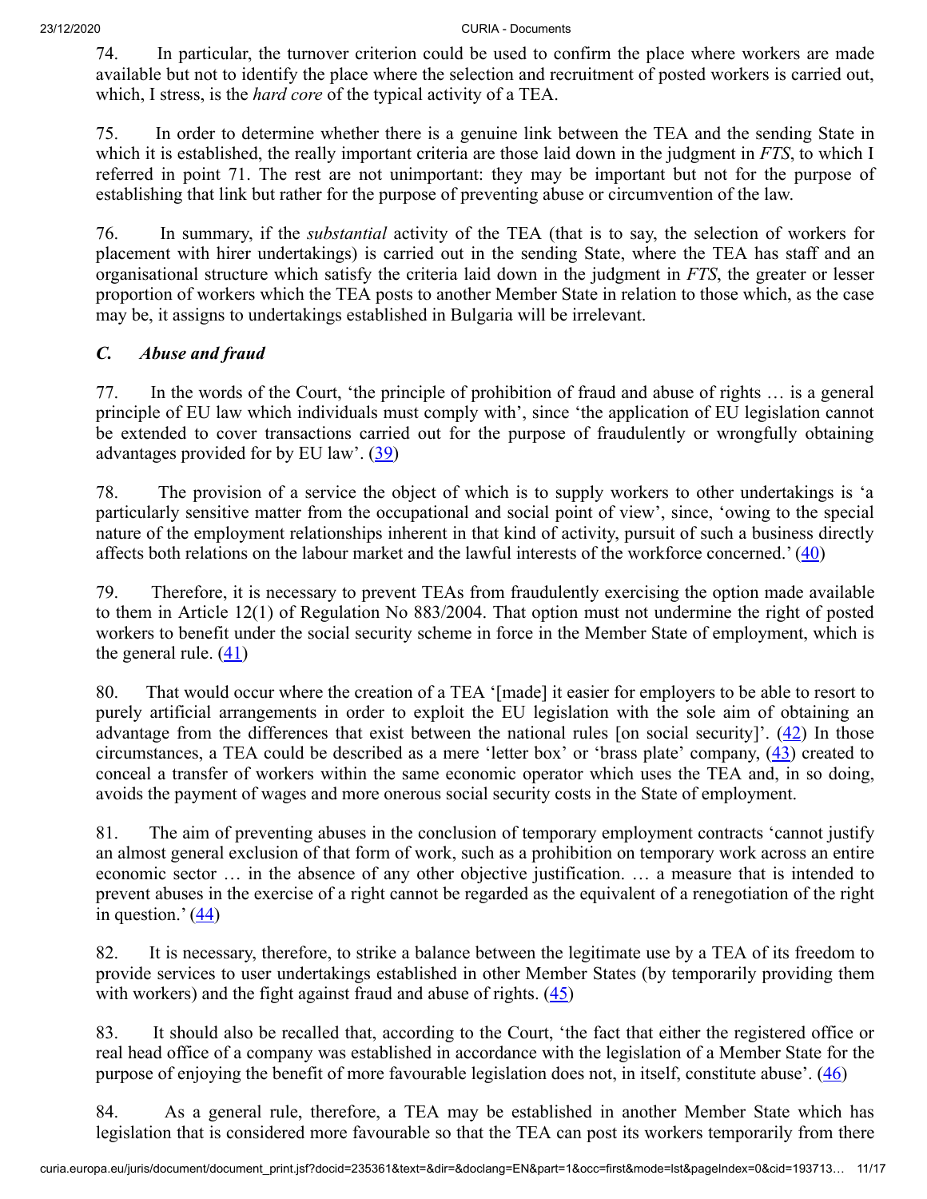74. In particular, the turnover criterion could be used to confirm the place where workers are made available but not to identify the place where the selection and recruitment of posted workers is carried out, which, I stress, is the *hard core* of the typical activity of a TEA.

75. In order to determine whether there is a genuine link between the TEA and the sending State in which it is established, the really important criteria are those laid down in the judgment in *FTS*, to which I referred in point 71. The rest are not unimportant: they may be important but not for the purpose of establishing that link but rather for the purpose of preventing abuse or circumvention of the law.

76. In summary, if the *substantial* activity of the TEA (that is to say, the selection of workers for placement with hirer undertakings) is carried out in the sending State, where the TEA has staff and an organisational structure which satisfy the criteria laid down in the judgment in *FTS*, the greater or lesser proportion of workers which the TEA posts to another Member State in relation to those which, as the case may be, it assigns to undertakings established in Bulgaria will be irrelevant.

### *C. Abuse and fraud*

77. In the words of the Court, 'the principle of prohibition of fraud and abuse of rights … is a general principle of EU law which individuals must comply with', since 'the application of EU legislation cannot be extended to cover transactions carried out for the purpose of fraudulently or wrongfully obtaining advantages provided for by EU law'. (39)

78. The provision of a service the object of which is to supply workers to other undertakings is 'a particularly sensitive matter from the occupational and social point of view', since, 'owing to the special nature of the employment relationships inherent in that kind of activity, pursuit of such a business directly affects both relations on the labour market and the lawful interests of the workforce concerned.' (40)

79. Therefore, it is necessary to prevent TEAs from fraudulently exercising the option made available to them in Article 12(1) of Regulation No 883/2004. That option must not undermine the right of posted workers to benefit under the social security scheme in force in the Member State of employment, which is the general rule. (41)

80. That would occur where the creation of a TEA '[made] it easier for employers to be able to resort to purely artificial arrangements in order to exploit the EU legislation with the sole aim of obtaining an advantage from the differences that exist between the national rules [on social security]'. (42) In those circumstances, a TEA could be described as a mere 'letter box' or 'brass plate' company, (43) created to conceal a transfer of workers within the same economic operator which uses the TEA and, in so doing, avoids the payment of wages and more onerous social security costs in the State of employment.

81. The aim of preventing abuses in the conclusion of temporary employment contracts 'cannot justify an almost general exclusion of that form of work, such as a prohibition on temporary work across an entire economic sector … in the absence of any other objective justification. … a measure that is intended to prevent abuses in the exercise of a right cannot be regarded as the equivalent of a renegotiation of the right in question.' (44)

82. It is necessary, therefore, to strike a balance between the legitimate use by a TEA of its freedom to provide services to user undertakings established in other Member States (by temporarily providing them with workers) and the fight against fraud and abuse of rights. (45)

83. It should also be recalled that, according to the Court, 'the fact that either the registered office or real head office of a company was established in accordance with the legislation of a Member State for the purpose of enjoying the benefit of more favourable legislation does not, in itself, constitute abuse'. (46)

84. As a general rule, therefore, a TEA may be established in another Member State which has legislation that is considered more favourable so that the TEA can post its workers temporarily from there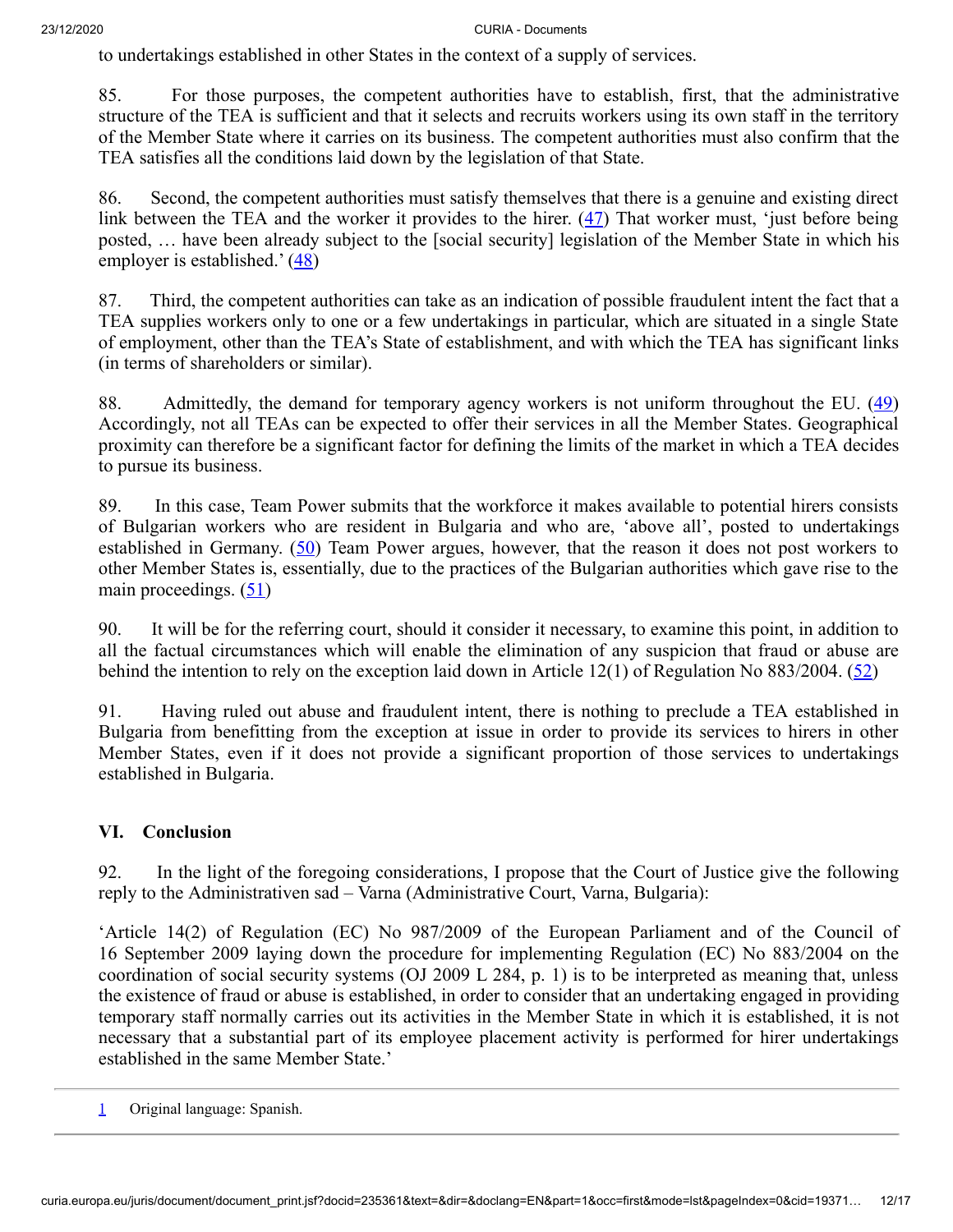to undertakings established in other States in the context of a supply of services.

85. For those purposes, the competent authorities have to establish, first, that the administrative structure of the TEA is sufficient and that it selects and recruits workers using its own staff in the territory of the Member State where it carries on its business. The competent authorities must also confirm that the TEA satisfies all the conditions laid down by the legislation of that State.

86. Second, the competent authorities must satisfy themselves that there is a genuine and existing direct link between the TEA and the worker it provides to the hirer. (47) That worker must, 'just before being posted, … have been already subject to the [social security] legislation of the Member State in which his employer is established.' (48)

87. Third, the competent authorities can take as an indication of possible fraudulent intent the fact that a TEA supplies workers only to one or a few undertakings in particular, which are situated in a single State of employment, other than the TEA's State of establishment, and with which the TEA has significant links (in terms of shareholders or similar).

88. Admittedly, the demand for temporary agency workers is not uniform throughout the EU. (49) Accordingly, not all TEAs can be expected to offer their services in all the Member States. Geographical proximity can therefore be a significant factor for defining the limits of the market in which a TEA decides to pursue its business.

89. In this case, Team Power submits that the workforce it makes available to potential hirers consists of Bulgarian workers who are resident in Bulgaria and who are, 'above all', posted to undertakings established in Germany. (50) Team Power argues, however, that the reason it does not post workers to other Member States is, essentially, due to the practices of the Bulgarian authorities which gave rise to the main proceedings. (51)

90. It will be for the referring court, should it consider it necessary, to examine this point, in addition to all the factual circumstances which will enable the elimination of any suspicion that fraud or abuse are behind the intention to rely on the exception laid down in Article 12(1) of Regulation No 883/2004. (52)

91. Having ruled out abuse and fraudulent intent, there is nothing to preclude a TEA established in Bulgaria from benefitting from the exception at issue in order to provide its services to hirers in other Member States, even if it does not provide a significant proportion of those services to undertakings established in Bulgaria.

## VI. Conclusion

92. In the light of the foregoing considerations, I propose that the Court of Justice give the following reply to the Administrativen sad – Varna (Administrative Court, Varna, Bulgaria):

'Article 14(2) of Regulation (EC) No 987/2009 of the European Parliament and of the Council of 16 September 2009 laying down the procedure for implementing Regulation (EC) No 883/2004 on the coordination of social security systems (OJ 2009 L 284, p. 1) is to be interpreted as meaning that, unless the existence of fraud or abuse is established, in order to consider that an undertaking engaged in providing temporary staff normally carries out its activities in the Member State in which it is established, it is not necessary that a substantial part of its employee placement activity is performed for hirer undertakings established in the same Member State.'

---

1 Original language: Spanish.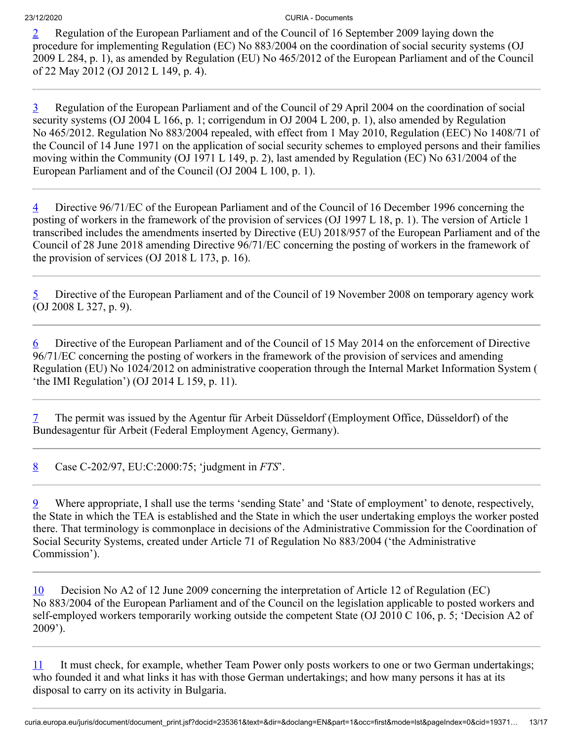2 Regulation of the European Parliament and of the Council of 16 September 2009 laying down the procedure for implementing Regulation (EC) No 883/2004 on the coordination of social security systems (OJ 2009 L 284, p. 1), as amended by Regulation (EU) No 465/2012 of the European Parliament and of the Council of 22 May 2012 (OJ 2012 L 149, p. 4).

---

3 Regulation of the European Parliament and of the Council of 29 April 2004 on the coordination of social security systems (OJ 2004 L 166, p. 1; corrigendum in OJ 2004 L 200, p. 1), also amended by Regulation No 465/2012. Regulation No 883/2004 repealed, with effect from 1 May 2010, Regulation (EEC) No 1408/71 of the Council of 14 June 1971 on the application of social security schemes to employed persons and their families moving within the Community (OJ 1971 L 149, p. 2), last amended by Regulation (EC) No 631/2004 of the European Parliament and of the Council (OJ 2004 L 100, p. 1).

---

4 Directive 96/71/EC of the European Parliament and of the Council of 16 December 1996 concerning the posting of workers in the framework of the provision of services (OJ 1997 L 18, p. 1). The version of Article 1 transcribed includes the amendments inserted by Directive (EU) 2018/957 of the European Parliament and of the Council of 28 June 2018 amending Directive 96/71/EC concerning the posting of workers in the framework of the provision of services (OJ 2018 L 173, p. 16).

---

5 Directive of the European Parliament and of the Council of 19 November 2008 on temporary agency work (OJ 2008 L 327, p. 9).

---

6 Directive of the European Parliament and of the Council of 15 May 2014 on the enforcement of Directive 96/71/EC concerning the posting of workers in the framework of the provision of services and amending Regulation (EU) No 1024/2012 on administrative cooperation through the Internal Market Information System ( 'the IMI Regulation') (OJ 2014 L 159, p. 11).

---

7 The permit was issued by the Agentur für Arbeit Düsseldorf (Employment Office, Düsseldorf) of the Bundesagentur für Arbeit (Federal Employment Agency, Germany).

---

8 Case C-202/97, EU:C:2000:75; 'judgment in *FTS*'.

---

9 Where appropriate, I shall use the terms 'sending State' and 'State of employment' to denote, respectively, the State in which the TEA is established and the State in which the user undertaking employs the worker posted there. That terminology is commonplace in decisions of the Administrative Commission for the Coordination of Social Security Systems, created under Article 71 of Regulation No 883/2004 ('the Administrative Commission').

---

10 Decision No A2 of 12 June 2009 concerning the interpretation of Article 12 of Regulation (EC) No 883/2004 of the European Parliament and of the Council on the legislation applicable to posted workers and self-employed workers temporarily working outside the competent State (OJ 2010 C 106, p. 5; 'Decision A2 of 2009').

---

11 It must check, for example, whether Team Power only posts workers to one or two German undertakings; who founded it and what links it has with those German undertakings; and how many persons it has at its disposal to carry on its activity in Bulgaria.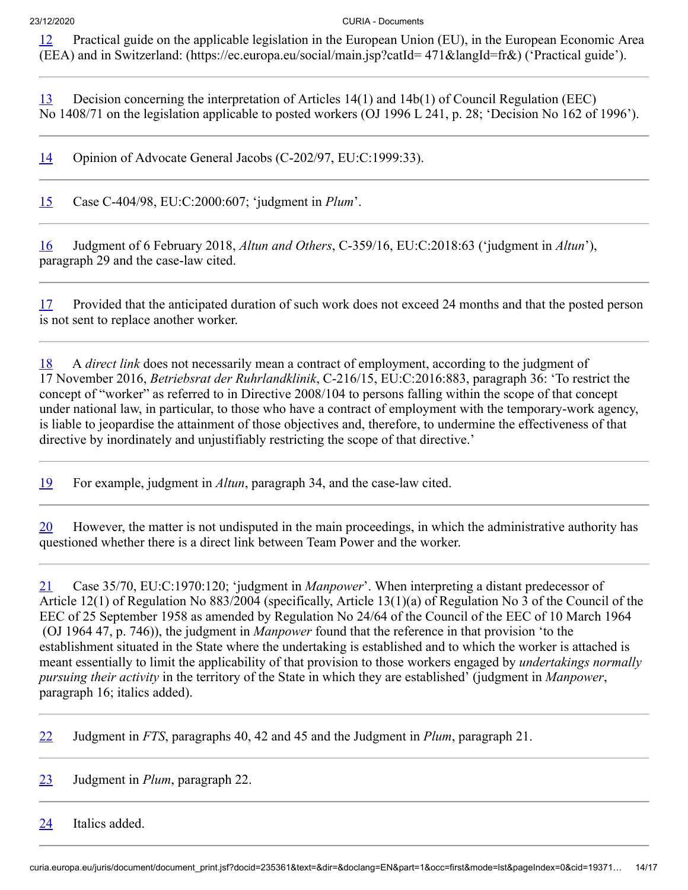12 Practical guide on the applicable legislation in the European Union (EU), in the European Economic Area (EEA) and in Switzerland: (https://ec.europa.eu/social/main.jsp?catId= 471&langId=fr&) ('Practical guide').

---

13 Decision concerning the interpretation of Articles 14(1) and 14b(1) of Council Regulation (EEC) No 1408/71 on the legislation applicable to posted workers (OJ 1996 L 241, p. 28; 'Decision No 162 of 1996').

---

14 Opinion of Advocate General Jacobs (C-202/97, EU:C:1999:33).

---

15 Case C-404/98, EU:C:2000:607; 'judgment in *Plum*'.

---

16 Judgment of 6 February 2018, *Altun and Others*, C-359/16, EU:C:2018:63 ('judgment in *Altun*'), paragraph 29 and the case-law cited.

---

17 Provided that the anticipated duration of such work does not exceed 24 months and that the posted person is not sent to replace another worker.

---

18 A *direct link* does not necessarily mean a contract of employment, according to the judgment of 17 November 2016, *Betriebsrat der Ruhrlandklinik*, C-216/15, EU:C:2016:883, paragraph 36: 'To restrict the concept of "worker" as referred to in Directive 2008/104 to persons falling within the scope of that concept under national law, in particular, to those who have a contract of employment with the temporary-work agency, is liable to jeopardise the attainment of those objectives and, therefore, to undermine the effectiveness of that directive by inordinately and unjustifiably restricting the scope of that directive.'

---

19 For example, judgment in *Altun*, paragraph 34, and the case-law cited.

---

20 However, the matter is not undisputed in the main proceedings, in which the administrative authority has questioned whether there is a direct link between Team Power and the worker.

---

21 Case 35/70, EU:C:1970:120; 'judgment in *Manpower*'. When interpreting a distant predecessor of Article 12(1) of Regulation No 883/2004 (specifically, Article 13(1)(a) of Regulation No 3 of the Council of the EEC of 25 September 1958 as amended by Regulation No 24/64 of the Council of the EEC of 10 March 1964 (OJ 1964 47, p. 746)), the judgment in *Manpower* found that the reference in that provision 'to the establishment situated in the State where the undertaking is established and to which the worker is attached is meant essentially to limit the applicability of that provision to those workers engaged by *undertakings normally pursuing their activity* in the territory of the State in which they are established' (judgment in *Manpower*, paragraph 16; italics added).

---

22 Judgment in *FTS*, paragraphs 40, 42 and 45 and the Judgment in *Plum*, paragraph 21.

---

23 Judgment in *Plum*, paragraph 22.

---

24 Italics added.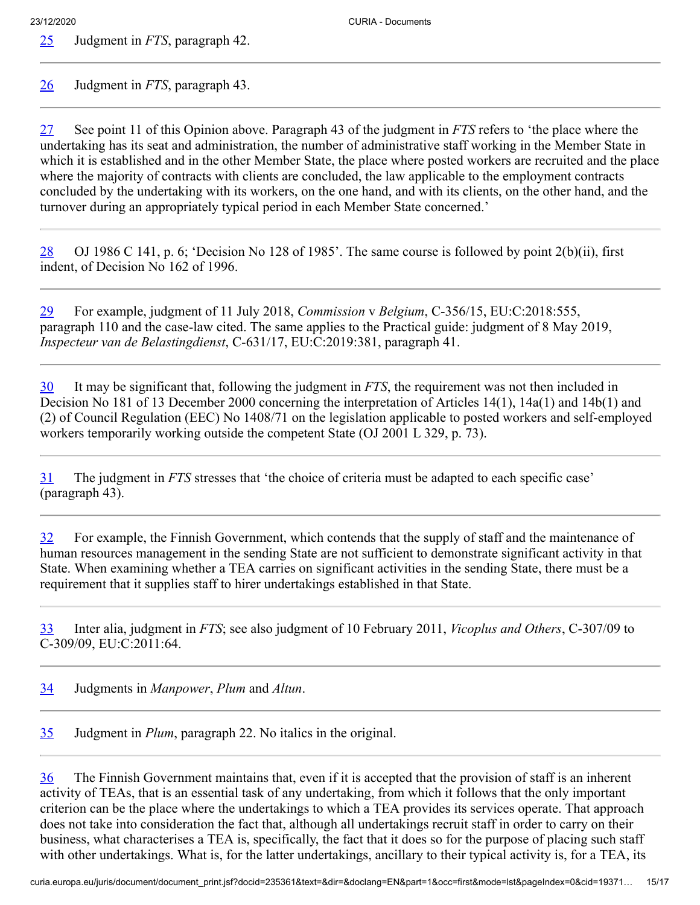25 Judgment in *FTS*, paragraph 42.

---

26 Judgment in *FTS*, paragraph 43.

---

27 See point 11 of this Opinion above. Paragraph 43 of the judgment in *FTS* refers to 'the place where the undertaking has its seat and administration, the number of administrative staff working in the Member State in which it is established and in the other Member State, the place where posted workers are recruited and the place where the majority of contracts with clients are concluded, the law applicable to the employment contracts concluded by the undertaking with its workers, on the one hand, and with its clients, on the other hand, and the turnover during an appropriately typical period in each Member State concerned.'

---

28 OJ 1986 C 141, p. 6; 'Decision No 128 of 1985'. The same course is followed by point 2(b)(ii), first indent, of Decision No 162 of 1996.

---

29 For example, judgment of 11 July 2018, *Commission* v *Belgium*, C-356/15, EU:C:2018:555, paragraph 110 and the case-law cited. The same applies to the Practical guide: judgment of 8 May 2019, *Inspecteur van de Belastingdienst*, C-631/17, EU:C:2019:381, paragraph 41.

---

30 It may be significant that, following the judgment in *FTS*, the requirement was not then included in Decision No 181 of 13 December 2000 concerning the interpretation of Articles 14(1), 14a(1) and 14b(1) and (2) of Council Regulation (EEC) No 1408/71 on the legislation applicable to posted workers and self-employed workers temporarily working outside the competent State (OJ 2001 L 329, p. 73).

---

31 The judgment in *FTS* stresses that 'the choice of criteria must be adapted to each specific case' (paragraph 43).

---

32 For example, the Finnish Government, which contends that the supply of staff and the maintenance of human resources management in the sending State are not sufficient to demonstrate significant activity in that State. When examining whether a TEA carries on significant activities in the sending State, there must be a requirement that it supplies staff to hirer undertakings established in that State.

---

33 Inter alia, judgment in *FTS*; see also judgment of 10 February 2011, *Vicoplus and Others*, C-307/09 to C-309/09, EU:C:2011:64.

---

34 Judgments in *Manpower*, *Plum* and *Altun*.

---

35 Judgment in *Plum*, paragraph 22. No italics in the original.

---

36 The Finnish Government maintains that, even if it is accepted that the provision of staff is an inherent activity of TEAs, that is an essential task of any undertaking, from which it follows that the only important criterion can be the place where the undertakings to which a TEA provides its services operate. That approach does not take into consideration the fact that, although all undertakings recruit staff in order to carry on their business, what characterises a TEA is, specifically, the fact that it does so for the purpose of placing such staff with other undertakings. What is, for the latter undertakings, ancillary to their typical activity is, for a TEA, its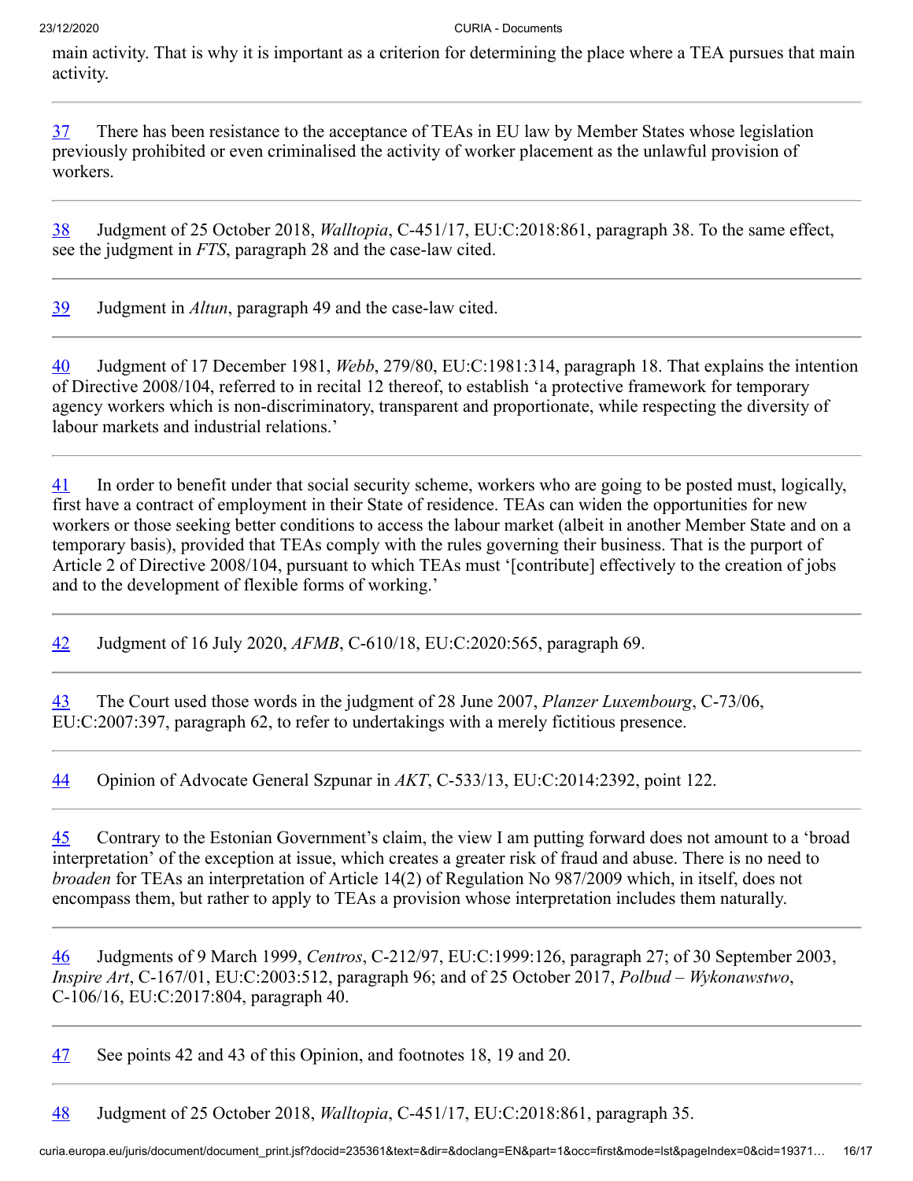main activity. That is why it is important as a criterion for determining the place where a TEA pursues that main activity.

---

37 There has been resistance to the acceptance of TEAs in EU law by Member States whose legislation previously prohibited or even criminalised the activity of worker placement as the unlawful provision of workers.

---

38 Judgment of 25 October 2018, *Walltopia*, C-451/17, EU:C:2018:861, paragraph 38. To the same effect, see the judgment in *FTS*, paragraph 28 and the case-law cited.

---

39 Judgment in *Altun*, paragraph 49 and the case-law cited.

---

40 Judgment of 17 December 1981, *Webb*, 279/80, EU:C:1981:314, paragraph 18. That explains the intention of Directive 2008/104, referred to in recital 12 thereof, to establish 'a protective framework for temporary agency workers which is non-discriminatory, transparent and proportionate, while respecting the diversity of labour markets and industrial relations.'

---

41 In order to benefit under that social security scheme, workers who are going to be posted must, logically, first have a contract of employment in their State of residence. TEAs can widen the opportunities for new workers or those seeking better conditions to access the labour market (albeit in another Member State and on a temporary basis), provided that TEAs comply with the rules governing their business. That is the purport of Article 2 of Directive 2008/104, pursuant to which TEAs must '[contribute] effectively to the creation of jobs and to the development of flexible forms of working.'

---

42 Judgment of 16 July 2020, *AFMB*, C-610/18, EU:C:2020:565, paragraph 69.

---

43 The Court used those words in the judgment of 28 June 2007, *Planzer Luxembourg*, C-73/06, EU:C:2007:397, paragraph 62, to refer to undertakings with a merely fictitious presence.

---

44 Opinion of Advocate General Szpunar in *AKT*, C-533/13, EU:C:2014:2392, point 122.

---

45 Contrary to the Estonian Government's claim, the view I am putting forward does not amount to a 'broad interpretation' of the exception at issue, which creates a greater risk of fraud and abuse. There is no need to *broaden* for TEAs an interpretation of Article 14(2) of Regulation No 987/2009 which, in itself, does not encompass them, but rather to apply to TEAs a provision whose interpretation includes them naturally.

---

46 Judgments of 9 March 1999, *Centros*, C-212/97, EU:C:1999:126, paragraph 27; of 30 September 2003, *Inspire Art*, C-167/01, EU:C:2003:512, paragraph 96; and of 25 October 2017, *Polbud – Wykonawstwo*, C-106/16, EU:C:2017:804, paragraph 40.

---

47 See points 42 and 43 of this Opinion, and footnotes 18, 19 and 20.

---

48 Judgment of 25 October 2018, *Walltopia*, C-451/17, EU:C:2018:861, paragraph 35.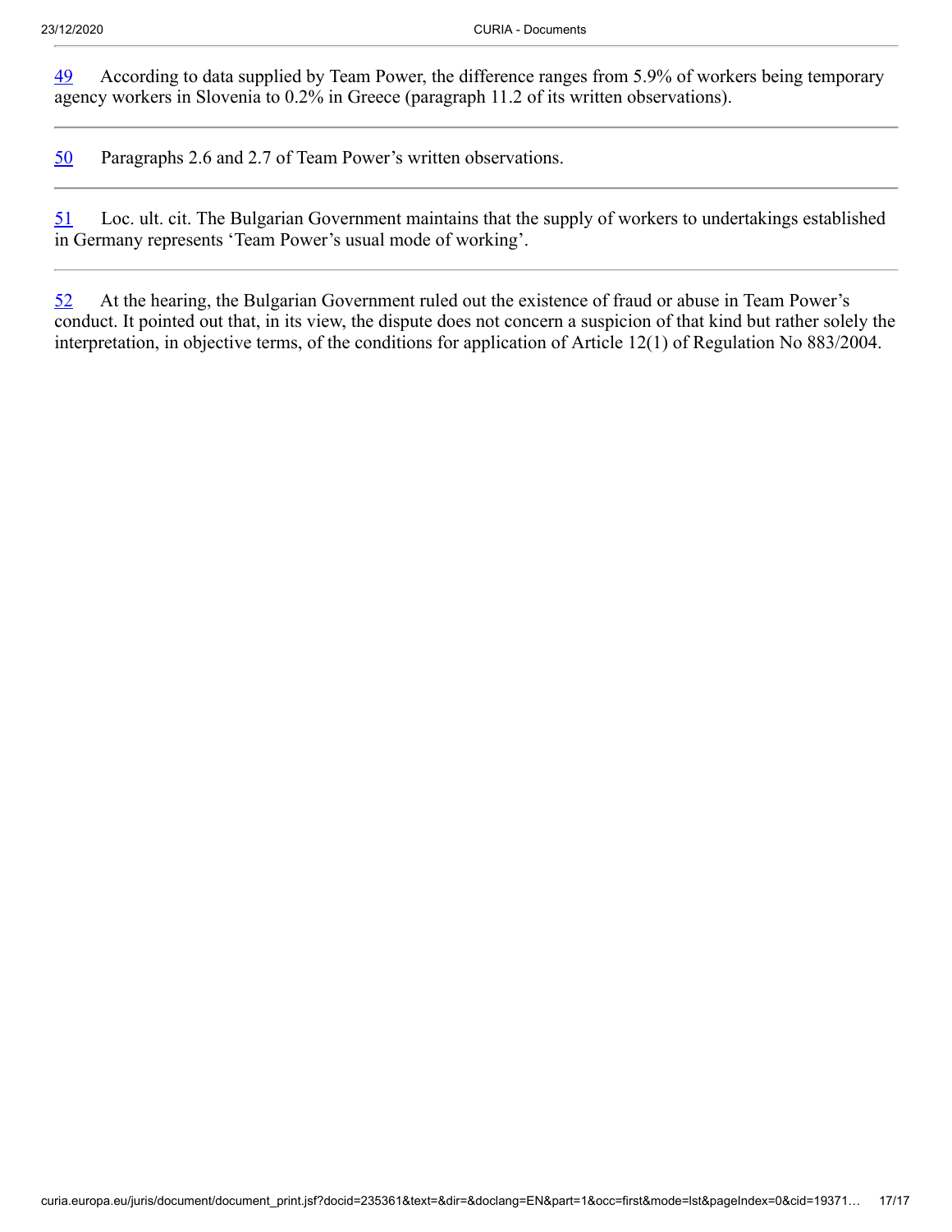49 According to data supplied by Team Power, the difference ranges from 5.9% of workers being temporary agency workers in Slovenia to 0.2% in Greece (paragraph 11.2 of its written observations).

---

50 Paragraphs 2.6 and 2.7 of Team Power's written observations.

---

51 Loc. ult. cit. The Bulgarian Government maintains that the supply of workers to undertakings established in Germany represents 'Team Power's usual mode of working'.

---

52 At the hearing, the Bulgarian Government ruled out the existence of fraud or abuse in Team Power's conduct. It pointed out that, in its view, the dispute does not concern a suspicion of that kind but rather solely the interpretation, in objective terms, of the conditions for application of Article 12(1) of Regulation No 883/2004.